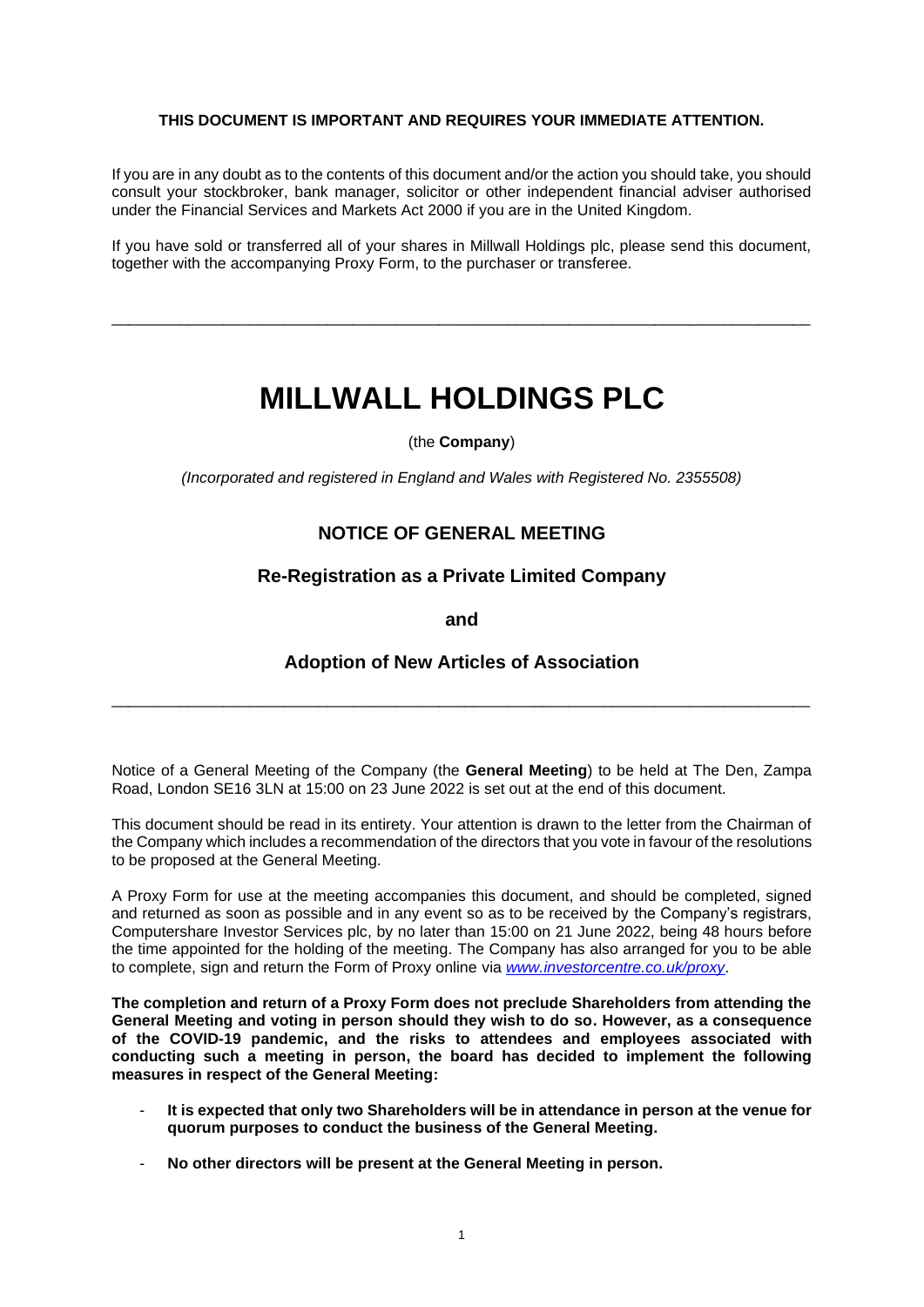**THIS DOCUMENT IS IMPORTANT AND REQUIRES YOUR IMMEDIATE ATTENTION.**

If you are in any doubt as to the contents of this document and/or the action you should take, you should consult your stockbroker, bank manager, solicitor or other independent financial adviser authorised under the Financial Services and Markets Act 2000 if you are in the United Kingdom.

If you have sold or transferred all of your shares in Millwall Holdings plc, please send this document, together with the accompanying Proxy Form, to the purchaser or transferee.

---

# MILLWALL HOLDINGS PLC

(the **Company**)

*(Incorporated and registered in England and Wales with Registered No. 2355508)*

## NOTICE OF GENERAL MEETING

### Re-Registration as a Private Limited Company

**and**

### Adoption of New Articles of Association

---

Notice of a General Meeting of the Company (the **General Meeting**) to be held at The Den, Zampa Road, London SE16 3LN at 15:00 on 23 June 2022 is set out at the end of this document.

This document should be read in its entirety. Your attention is drawn to the letter from the Chairman of the Company which includes a recommendation of the directors that you vote in favour of the resolutions to be proposed at the General Meeting.

A Proxy Form for use at the meeting accompanies this document, and should be completed, signed and returned as soon as possible and in any event so as to be received by the Company's registrars, Computershare Investor Services plc, by no later than 15:00 on 21 June 2022, being 48 hours before the time appointed for the holding of the meeting. The Company has also arranged for you to be able to complete, sign and return the Form of Proxy online via *www.investorcentre.co.uk/proxy*.

**The completion and return of a Proxy Form does not preclude Shareholders from attending the General Meeting and voting in person should they wish to do so. However, as a consequence of the COVID-19 pandemic, and the risks to attendees and employees associated with conducting such a meeting in person, the board has decided to implement the following measures in respect of the General Meeting:**

- **It is expected that only two Shareholders will be in attendance in person at the venue for quorum purposes to conduct the business of the General Meeting.**
- **No other directors will be present at the General Meeting in person.**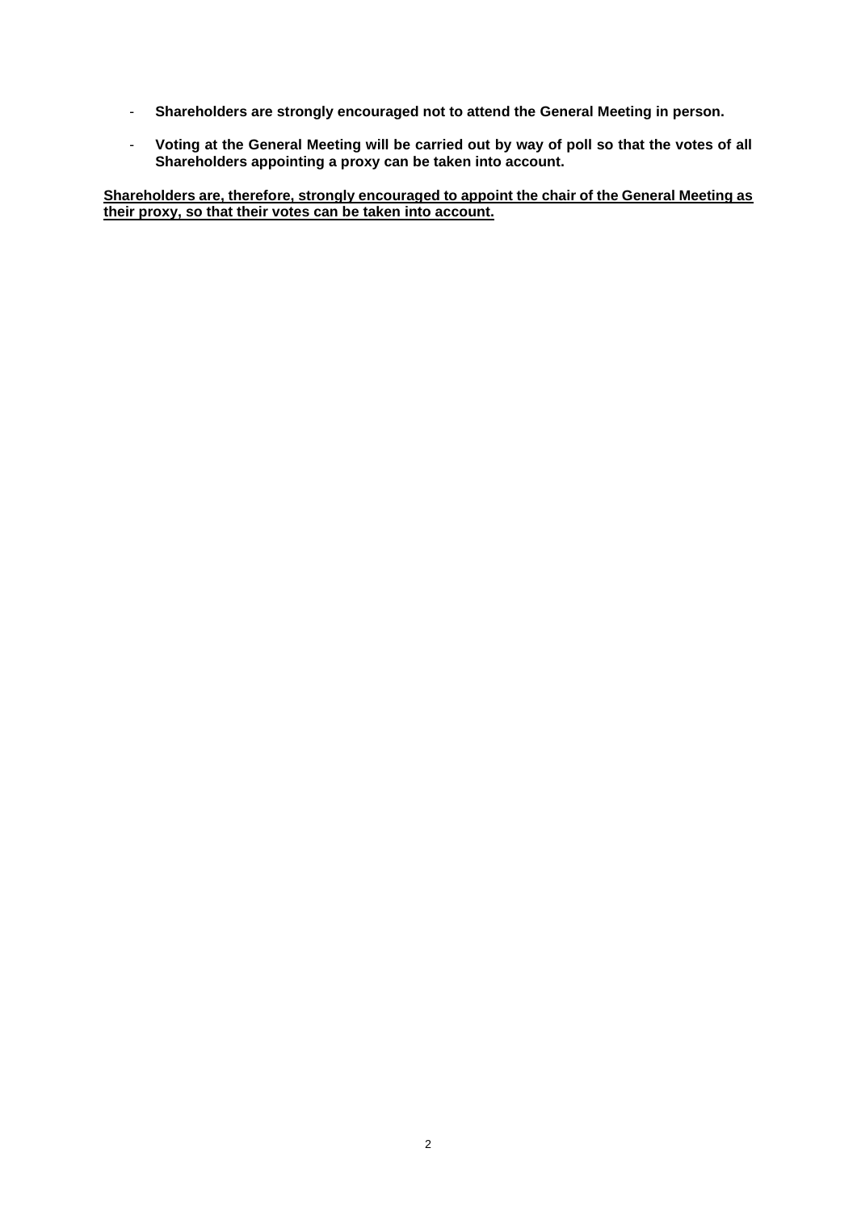- **Shareholders are strongly encouraged not to attend the General Meeting in person.**
- **Voting at the General Meeting will be carried out by way of poll so that the votes of all Shareholders appointing a proxy can be taken into account.**

<u>**Shareholders are, therefore, strongly encouraged to appoint the chair of the General Meeting as their proxy, so that their votes can be taken into account.**</u>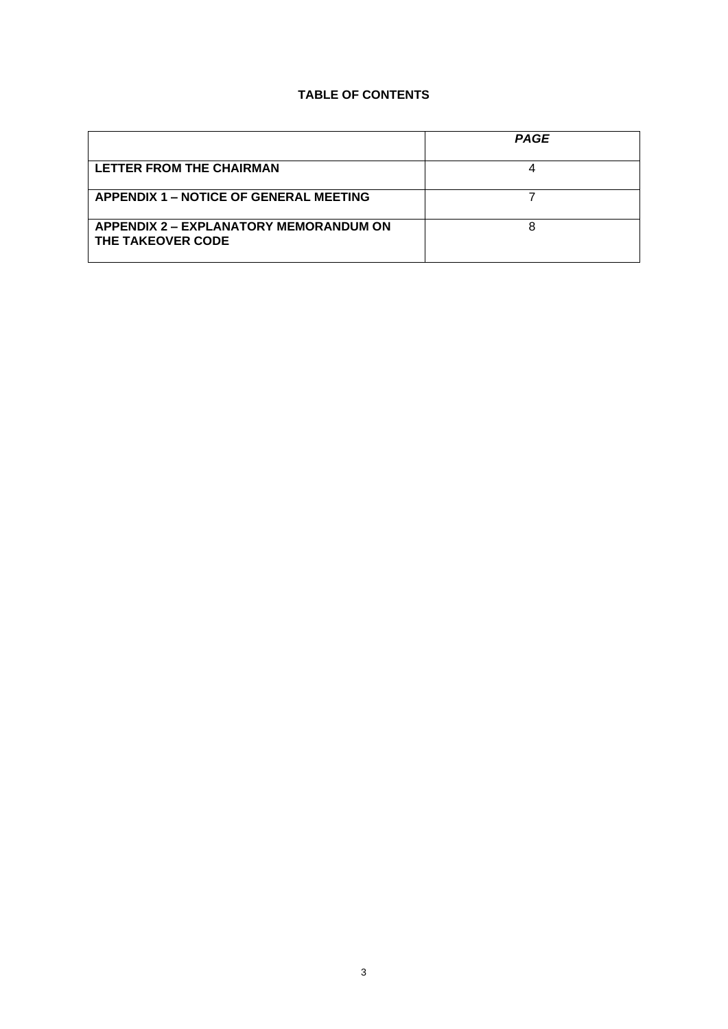**TABLE OF CONTENTS**

| | ***PAGE*** |
|---|---|
| **LETTER FROM THE CHAIRMAN** | 4 |
| **APPENDIX 1 – NOTICE OF GENERAL MEETING** | 7 |
| **APPENDIX 2 – EXPLANATORY MEMORANDUM ON THE TAKEOVER CODE** | 8 |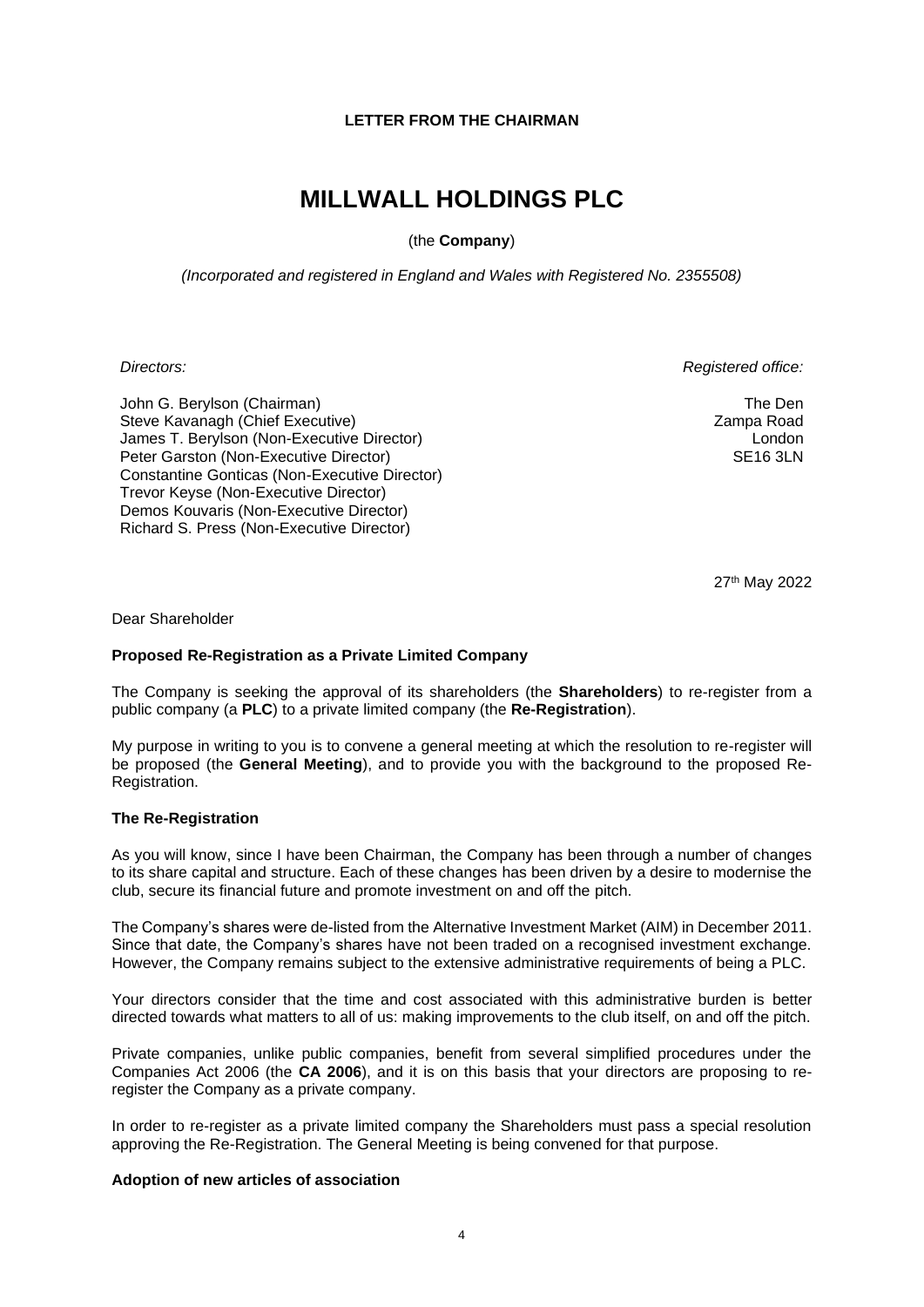**LETTER FROM THE CHAIRMAN**

# MILLWALL HOLDINGS PLC

(the **Company**)

*(Incorporated and registered in England and Wales with Registered No. 2355508)*

*Directors:*

John G. Berylson (Chairman)
Steve Kavanagh (Chief Executive)
James T. Berylson (Non-Executive Director)
Peter Garston (Non-Executive Director)
Constantine Gonticas (Non-Executive Director)
Trevor Keyse (Non-Executive Director)
Demos Kouvaris (Non-Executive Director)
Richard S. Press (Non-Executive Director)

*Registered office:*

The Den
Zampa Road
London
SE16 3LN

27th May 2022

Dear Shareholder

**Proposed Re-Registration as a Private Limited Company**

The Company is seeking the approval of its shareholders (the **Shareholders**) to re-register from a public company (a **PLC**) to a private limited company (the **Re-Registration**).

My purpose in writing to you is to convene a general meeting at which the resolution to re-register will be proposed (the **General Meeting**), and to provide you with the background to the proposed Re-Registration.

**The Re-Registration**

As you will know, since I have been Chairman, the Company has been through a number of changes to its share capital and structure. Each of these changes has been driven by a desire to modernise the club, secure its financial future and promote investment on and off the pitch.

The Company's shares were de-listed from the Alternative Investment Market (AIM) in December 2011. Since that date, the Company's shares have not been traded on a recognised investment exchange. However, the Company remains subject to the extensive administrative requirements of being a PLC.

Your directors consider that the time and cost associated with this administrative burden is better directed towards what matters to all of us: making improvements to the club itself, on and off the pitch.

Private companies, unlike public companies, benefit from several simplified procedures under the Companies Act 2006 (the **CA 2006**), and it is on this basis that your directors are proposing to re-register the Company as a private company.

In order to re-register as a private limited company the Shareholders must pass a special resolution approving the Re-Registration. The General Meeting is being convened for that purpose.

**Adoption of new articles of association**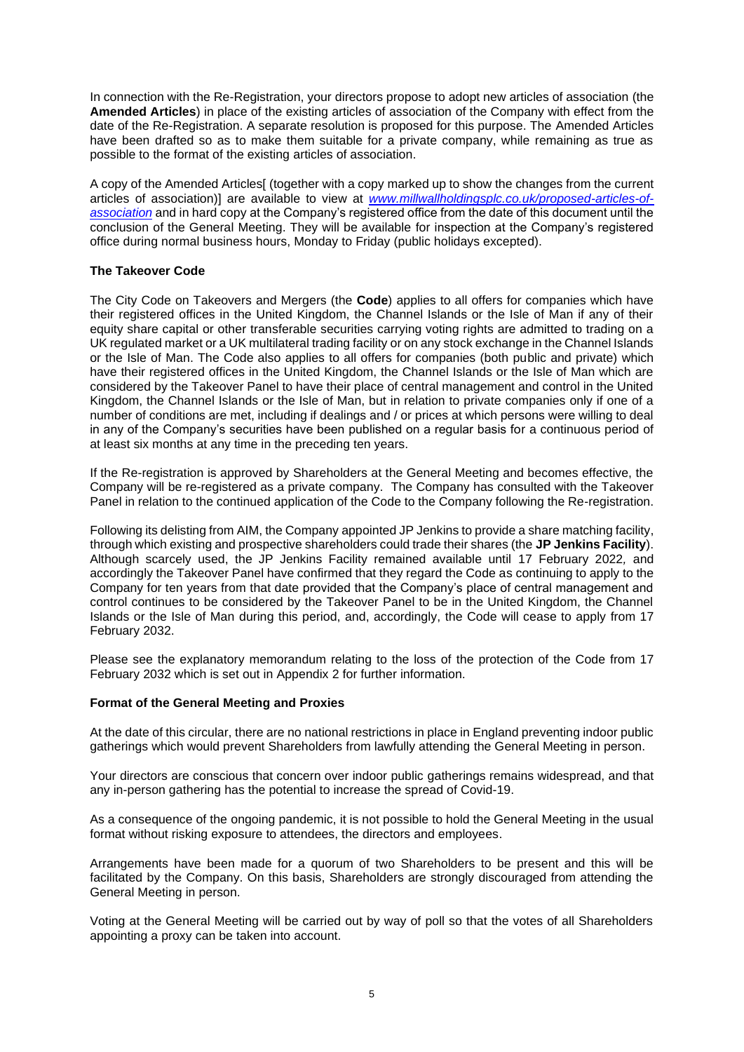In connection with the Re-Registration, your directors propose to adopt new articles of association (the **Amended Articles**) in place of the existing articles of association of the Company with effect from the date of the Re-Registration. A separate resolution is proposed for this purpose. The Amended Articles have been drafted so as to make them suitable for a private company, while remaining as true as possible to the format of the existing articles of association.

A copy of the Amended Articles[ (together with a copy marked up to show the changes from the current articles of association)] are available to view at *www.millwallholdingsplc.co.uk/proposed-articles-of-association* and in hard copy at the Company's registered office from the date of this document until the conclusion of the General Meeting. They will be available for inspection at the Company's registered office during normal business hours, Monday to Friday (public holidays excepted).

**The Takeover Code**

The City Code on Takeovers and Mergers (the **Code**) applies to all offers for companies which have their registered offices in the United Kingdom, the Channel Islands or the Isle of Man if any of their equity share capital or other transferable securities carrying voting rights are admitted to trading on a UK regulated market or a UK multilateral trading facility or on any stock exchange in the Channel Islands or the Isle of Man. The Code also applies to all offers for companies (both public and private) which have their registered offices in the United Kingdom, the Channel Islands or the Isle of Man which are considered by the Takeover Panel to have their place of central management and control in the United Kingdom, the Channel Islands or the Isle of Man, but in relation to private companies only if one of a number of conditions are met, including if dealings and / or prices at which persons were willing to deal in any of the Company's securities have been published on a regular basis for a continuous period of at least six months at any time in the preceding ten years.

If the Re-registration is approved by Shareholders at the General Meeting and becomes effective, the Company will be re-registered as a private company. The Company has consulted with the Takeover Panel in relation to the continued application of the Code to the Company following the Re-registration.

Following its delisting from AIM, the Company appointed JP Jenkins to provide a share matching facility, through which existing and prospective shareholders could trade their shares (the **JP Jenkins Facility**). Although scarcely used, the JP Jenkins Facility remained available until 17 February 2022, and accordingly the Takeover Panel have confirmed that they regard the Code as continuing to apply to the Company for ten years from that date provided that the Company's place of central management and control continues to be considered by the Takeover Panel to be in the United Kingdom, the Channel Islands or the Isle of Man during this period, and, accordingly, the Code will cease to apply from 17 February 2032.

Please see the explanatory memorandum relating to the loss of the protection of the Code from 17 February 2032 which is set out in Appendix 2 for further information.

**Format of the General Meeting and Proxies**

At the date of this circular, there are no national restrictions in place in England preventing indoor public gatherings which would prevent Shareholders from lawfully attending the General Meeting in person.

Your directors are conscious that concern over indoor public gatherings remains widespread, and that any in-person gathering has the potential to increase the spread of Covid-19.

As a consequence of the ongoing pandemic, it is not possible to hold the General Meeting in the usual format without risking exposure to attendees, the directors and employees.

Arrangements have been made for a quorum of two Shareholders to be present and this will be facilitated by the Company. On this basis, Shareholders are strongly discouraged from attending the General Meeting in person.

Voting at the General Meeting will be carried out by way of poll so that the votes of all Shareholders appointing a proxy can be taken into account.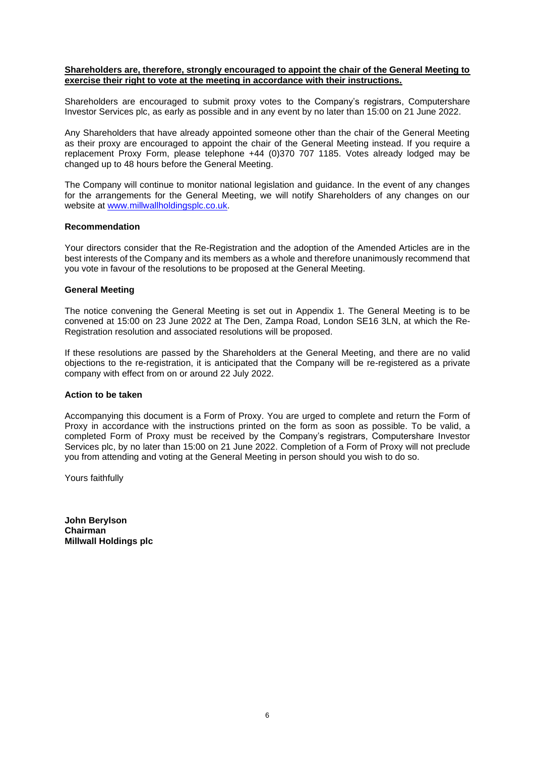**<u>Shareholders are, therefore, strongly encouraged to appoint the chair of the General Meeting to exercise their right to vote at the meeting in accordance with their instructions.</u>**

Shareholders are encouraged to submit proxy votes to the Company's registrars, Computershare Investor Services plc, as early as possible and in any event by no later than 15:00 on 21 June 2022.

Any Shareholders that have already appointed someone other than the chair of the General Meeting as their proxy are encouraged to appoint the chair of the General Meeting instead. If you require a replacement Proxy Form, please telephone +44 (0)370 707 1185. Votes already lodged may be changed up to 48 hours before the General Meeting.

The Company will continue to monitor national legislation and guidance. In the event of any changes for the arrangements for the General Meeting, we will notify Shareholders of any changes on our website at www.millwallholdingsplc.co.uk.

**Recommendation**

Your directors consider that the Re-Registration and the adoption of the Amended Articles are in the best interests of the Company and its members as a whole and therefore unanimously recommend that you vote in favour of the resolutions to be proposed at the General Meeting.

**General Meeting**

The notice convening the General Meeting is set out in Appendix 1. The General Meeting is to be convened at 15:00 on 23 June 2022 at The Den, Zampa Road, London SE16 3LN, at which the Re-Registration resolution and associated resolutions will be proposed.

If these resolutions are passed by the Shareholders at the General Meeting, and there are no valid objections to the re-registration, it is anticipated that the Company will be re-registered as a private company with effect from on or around 22 July 2022.

**Action to be taken**

Accompanying this document is a Form of Proxy. You are urged to complete and return the Form of Proxy in accordance with the instructions printed on the form as soon as possible. To be valid, a completed Form of Proxy must be received by the Company's registrars, Computershare Investor Services plc, by no later than 15:00 on 21 June 2022. Completion of a Form of Proxy will not preclude you from attending and voting at the General Meeting in person should you wish to do so.

Yours faithfully

**John Berylson**
**Chairman**
**Millwall Holdings plc**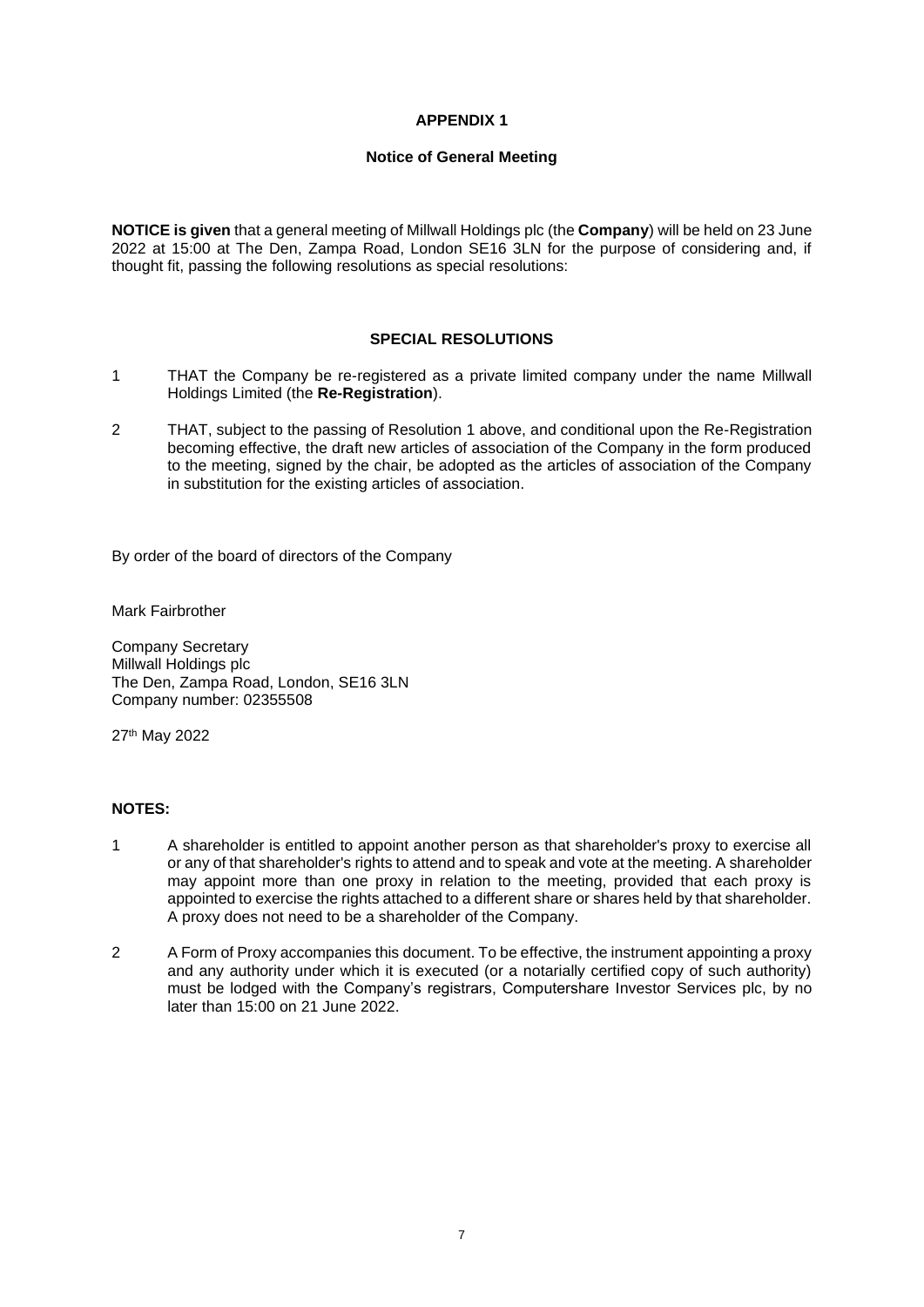# APPENDIX 1

## Notice of General Meeting

**NOTICE is given** that a general meeting of Millwall Holdings plc (the **Company**) will be held on 23 June 2022 at 15:00 at The Den, Zampa Road, London SE16 3LN for the purpose of considering and, if thought fit, passing the following resolutions as special resolutions:

### SPECIAL RESOLUTIONS

1 THAT the Company be re-registered as a private limited company under the name Millwall Holdings Limited (the **Re-Registration**).

2 THAT, subject to the passing of Resolution 1 above, and conditional upon the Re-Registration becoming effective, the draft new articles of association of the Company in the form produced to the meeting, signed by the chair, be adopted as the articles of association of the Company in substitution for the existing articles of association.

By order of the board of directors of the Company

Mark Fairbrother

Company Secretary
Millwall Holdings plc
The Den, Zampa Road, London, SE16 3LN
Company number: 02355508

27th May 2022

**NOTES:**

1 A shareholder is entitled to appoint another person as that shareholder's proxy to exercise all or any of that shareholder's rights to attend and to speak and vote at the meeting. A shareholder may appoint more than one proxy in relation to the meeting, provided that each proxy is appointed to exercise the rights attached to a different share or shares held by that shareholder. A proxy does not need to be a shareholder of the Company.

2 A Form of Proxy accompanies this document. To be effective, the instrument appointing a proxy and any authority under which it is executed (or a notarially certified copy of such authority) must be lodged with the Company's registrars, Computershare Investor Services plc, by no later than 15:00 on 21 June 2022.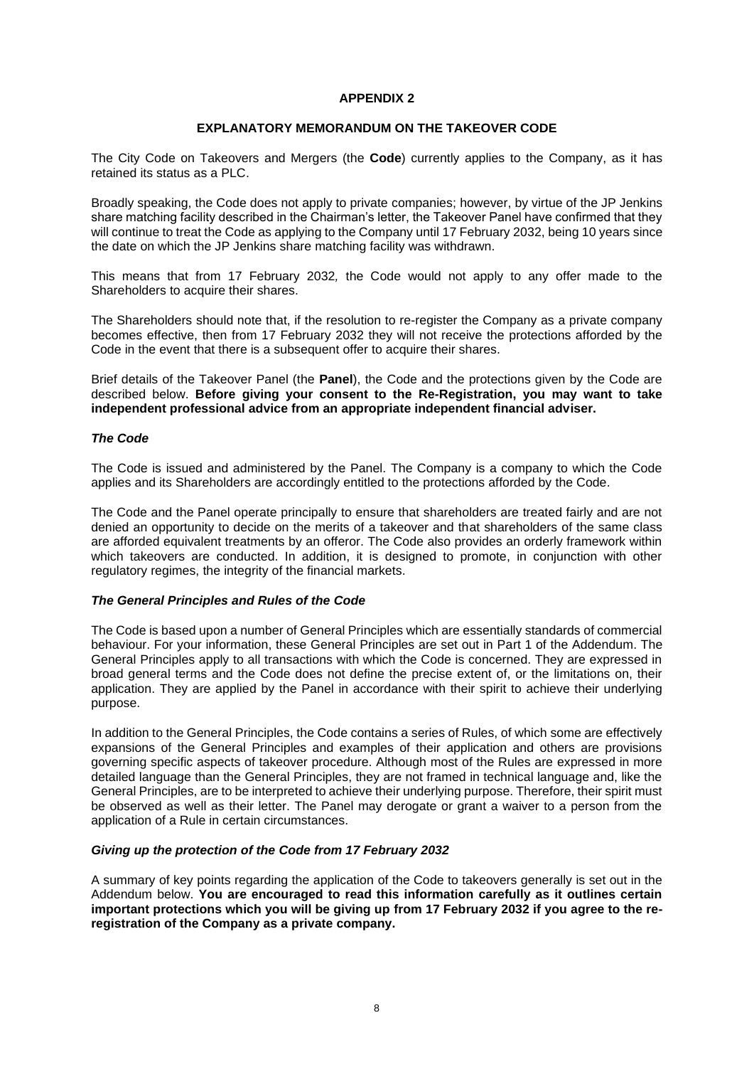# APPENDIX 2

## EXPLANATORY MEMORANDUM ON THE TAKEOVER CODE

The City Code on Takeovers and Mergers (the **Code**) currently applies to the Company, as it has retained its status as a PLC.

Broadly speaking, the Code does not apply to private companies; however, by virtue of the JP Jenkins share matching facility described in the Chairman's letter, the Takeover Panel have confirmed that they will continue to treat the Code as applying to the Company until 17 February 2032, being 10 years since the date on which the JP Jenkins share matching facility was withdrawn.

This means that from 17 February 2032, the Code would not apply to any offer made to the Shareholders to acquire their shares.

The Shareholders should note that, if the resolution to re-register the Company as a private company becomes effective, then from 17 February 2032 they will not receive the protections afforded by the Code in the event that there is a subsequent offer to acquire their shares.

Brief details of the Takeover Panel (the **Panel**), the Code and the protections given by the Code are described below. **Before giving your consent to the Re-Registration, you may want to take independent professional advice from an appropriate independent financial adviser.**

### *The Code*

The Code is issued and administered by the Panel. The Company is a company to which the Code applies and its Shareholders are accordingly entitled to the protections afforded by the Code.

The Code and the Panel operate principally to ensure that shareholders are treated fairly and are not denied an opportunity to decide on the merits of a takeover and that shareholders of the same class are afforded equivalent treatments by an offeror. The Code also provides an orderly framework within which takeovers are conducted. In addition, it is designed to promote, in conjunction with other regulatory regimes, the integrity of the financial markets.

### *The General Principles and Rules of the Code*

The Code is based upon a number of General Principles which are essentially standards of commercial behaviour. For your information, these General Principles are set out in Part 1 of the Addendum. The General Principles apply to all transactions with which the Code is concerned. They are expressed in broad general terms and the Code does not define the precise extent of, or the limitations on, their application. They are applied by the Panel in accordance with their spirit to achieve their underlying purpose.

In addition to the General Principles, the Code contains a series of Rules, of which some are effectively expansions of the General Principles and examples of their application and others are provisions governing specific aspects of takeover procedure. Although most of the Rules are expressed in more detailed language than the General Principles, they are not framed in technical language and, like the General Principles, are to be interpreted to achieve their underlying purpose. Therefore, their spirit must be observed as well as their letter. The Panel may derogate or grant a waiver to a person from the application of a Rule in certain circumstances.

### *Giving up the protection of the Code from 17 February 2032*

A summary of key points regarding the application of the Code to takeovers generally is set out in the Addendum below. **You are encouraged to read this information carefully as it outlines certain important protections which you will be giving up from 17 February 2032 if you agree to the re-registration of the Company as a private company.**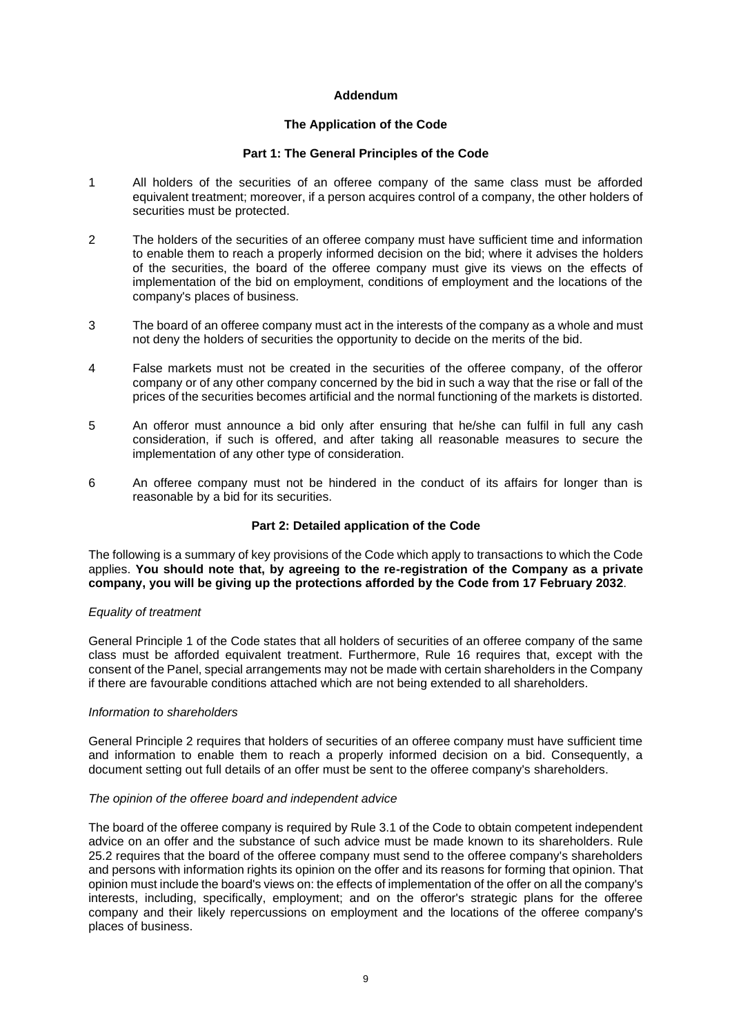# Addendum

## The Application of the Code

### Part 1: The General Principles of the Code

1. All holders of the securities of an offeree company of the same class must be afforded equivalent treatment; moreover, if a person acquires control of a company, the other holders of securities must be protected.

2. The holders of the securities of an offeree company must have sufficient time and information to enable them to reach a properly informed decision on the bid; where it advises the holders of the securities, the board of the offeree company must give its views on the effects of implementation of the bid on employment, conditions of employment and the locations of the company's places of business.

3. The board of an offeree company must act in the interests of the company as a whole and must not deny the holders of securities the opportunity to decide on the merits of the bid.

4. False markets must not be created in the securities of the offeree company, of the offeror company or of any other company concerned by the bid in such a way that the rise or fall of the prices of the securities becomes artificial and the normal functioning of the markets is distorted.

5. An offeror must announce a bid only after ensuring that he/she can fulfil in full any cash consideration, if such is offered, and after taking all reasonable measures to secure the implementation of any other type of consideration.

6. An offeree company must not be hindered in the conduct of its affairs for longer than is reasonable by a bid for its securities.

### Part 2: Detailed application of the Code

The following is a summary of key provisions of the Code which apply to transactions to which the Code applies. **You should note that, by agreeing to the re-registration of the Company as a private company, you will be giving up the protections afforded by the Code from 17 February 2032**.

*Equality of treatment*

General Principle 1 of the Code states that all holders of securities of an offeree company of the same class must be afforded equivalent treatment. Furthermore, Rule 16 requires that, except with the consent of the Panel, special arrangements may not be made with certain shareholders in the Company if there are favourable conditions attached which are not being extended to all shareholders.

*Information to shareholders*

General Principle 2 requires that holders of securities of an offeree company must have sufficient time and information to enable them to reach a properly informed decision on a bid. Consequently, a document setting out full details of an offer must be sent to the offeree company's shareholders.

*The opinion of the offeree board and independent advice*

The board of the offeree company is required by Rule 3.1 of the Code to obtain competent independent advice on an offer and the substance of such advice must be made known to its shareholders. Rule 25.2 requires that the board of the offeree company must send to the offeree company's shareholders and persons with information rights its opinion on the offer and its reasons for forming that opinion. That opinion must include the board's views on: the effects of implementation of the offer on all the company's interests, including, specifically, employment; and on the offeror's strategic plans for the offeree company and their likely repercussions on employment and the locations of the offeree company's places of business.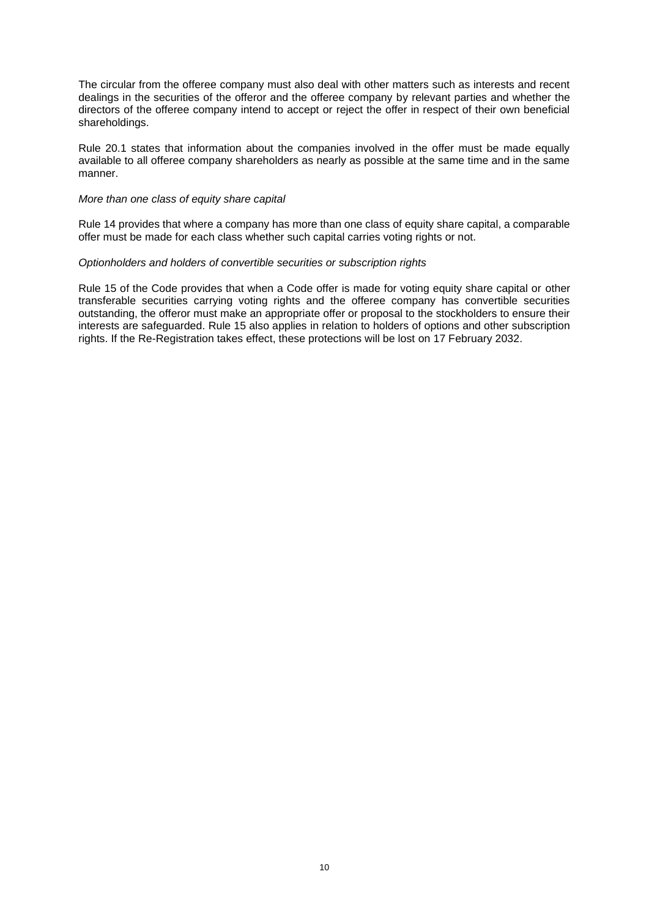The circular from the offeree company must also deal with other matters such as interests and recent dealings in the securities of the offeror and the offeree company by relevant parties and whether the directors of the offeree company intend to accept or reject the offer in respect of their own beneficial shareholdings.

Rule 20.1 states that information about the companies involved in the offer must be made equally available to all offeree company shareholders as nearly as possible at the same time and in the same manner.

*More than one class of equity share capital*

Rule 14 provides that where a company has more than one class of equity share capital, a comparable offer must be made for each class whether such capital carries voting rights or not.

*Optionholders and holders of convertible securities or subscription rights*

Rule 15 of the Code provides that when a Code offer is made for voting equity share capital or other transferable securities carrying voting rights and the offeree company has convertible securities outstanding, the offeror must make an appropriate offer or proposal to the stockholders to ensure their interests are safeguarded. Rule 15 also applies in relation to holders of options and other subscription rights. If the Re-Registration takes effect, these protections will be lost on 17 February 2032.